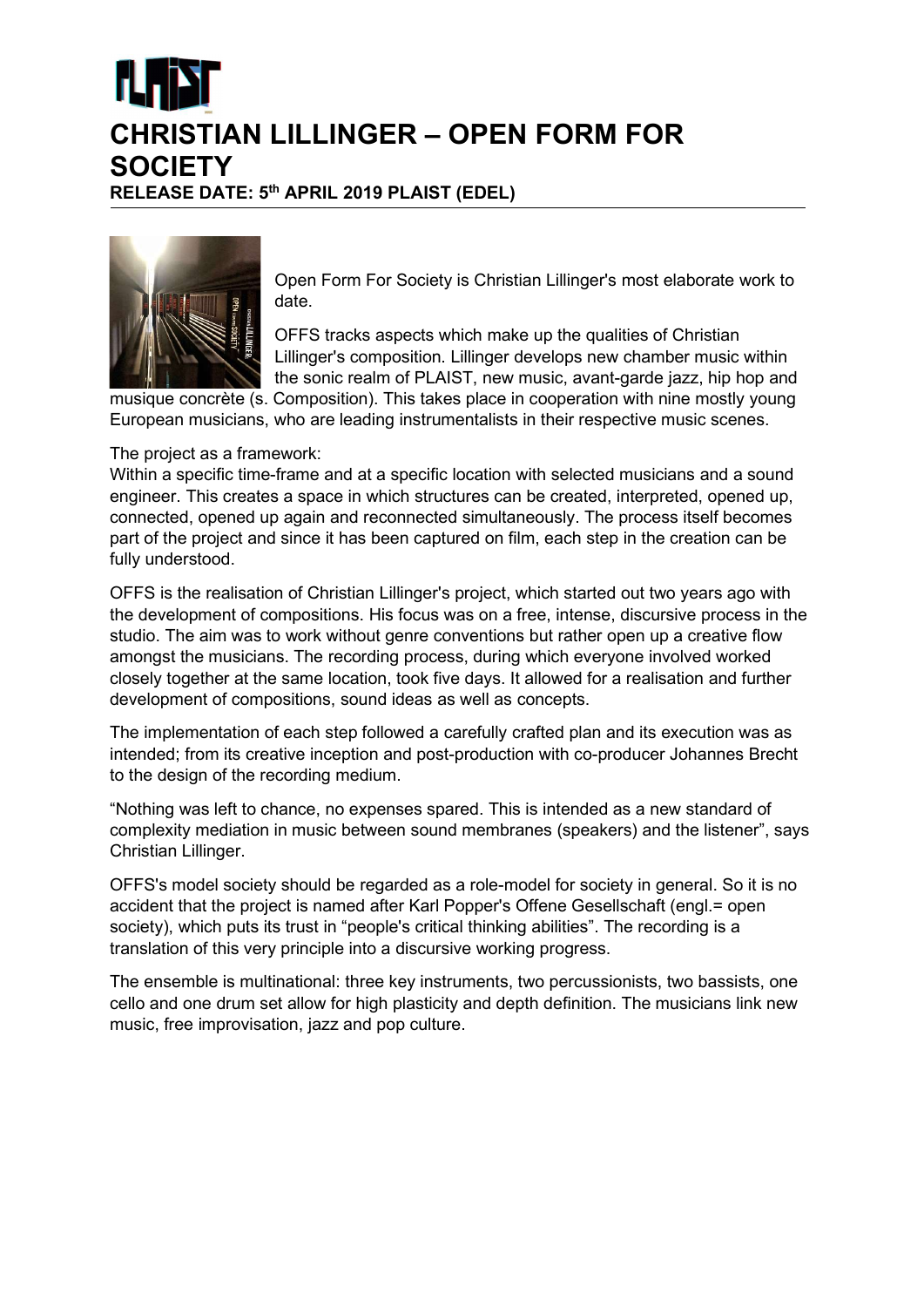# CHRISTIAN LILLINGER – OPEN FORM FOR SOCIETY

**RELEASE DATE: 5th APRIL 2019 PLAIST (EDEL)**

Open Form For Society is Christian Lillinger's most elaborate work to date.

OFFS tracks aspects which make up the qualities of Christian Lillinger's composition. Lillinger develops new chamber music within the sonic realm of PLAIST, new music, avant-garde jazz, hip hop and musique concrète (s. Composition). This takes place in cooperation with nine mostly young European musicians, who are leading instrumentalists in their respective music scenes.

The project as a framework:
Within a specific time-frame and at a specific location with selected musicians and a sound engineer. This creates a space in which structures can be created, interpreted, opened up, connected, opened up again and reconnected simultaneously. The process itself becomes part of the project and since it has been captured on film, each step in the creation can be fully understood.

OFFS is the realisation of Christian Lillinger's project, which started out two years ago with the development of compositions. His focus was on a free, intense, discursive process in the studio. The aim was to work without genre conventions but rather open up a creative flow amongst the musicians. The recording process, during which everyone involved worked closely together at the same location, took five days. It allowed for a realisation and further development of compositions, sound ideas as well as concepts.

The implementation of each step followed a carefully crafted plan and its execution was as intended; from its creative inception and post-production with co-producer Johannes Brecht to the design of the recording medium.

“Nothing was left to chance, no expenses spared. This is intended as a new standard of complexity mediation in music between sound membranes (speakers) and the listener”, says Christian Lillinger.

OFFS's model society should be regarded as a role-model for society in general. So it is no accident that the project is named after Karl Popper's Offene Gesellschaft (engl.= open society), which puts its trust in “people's critical thinking abilities”. The recording is a translation of this very principle into a discursive working progress.

The ensemble is multinational: three key instruments, two percussionists, two bassists, one cello and one drum set allow for high plasticity and depth definition. The musicians link new music, free improvisation, jazz and pop culture.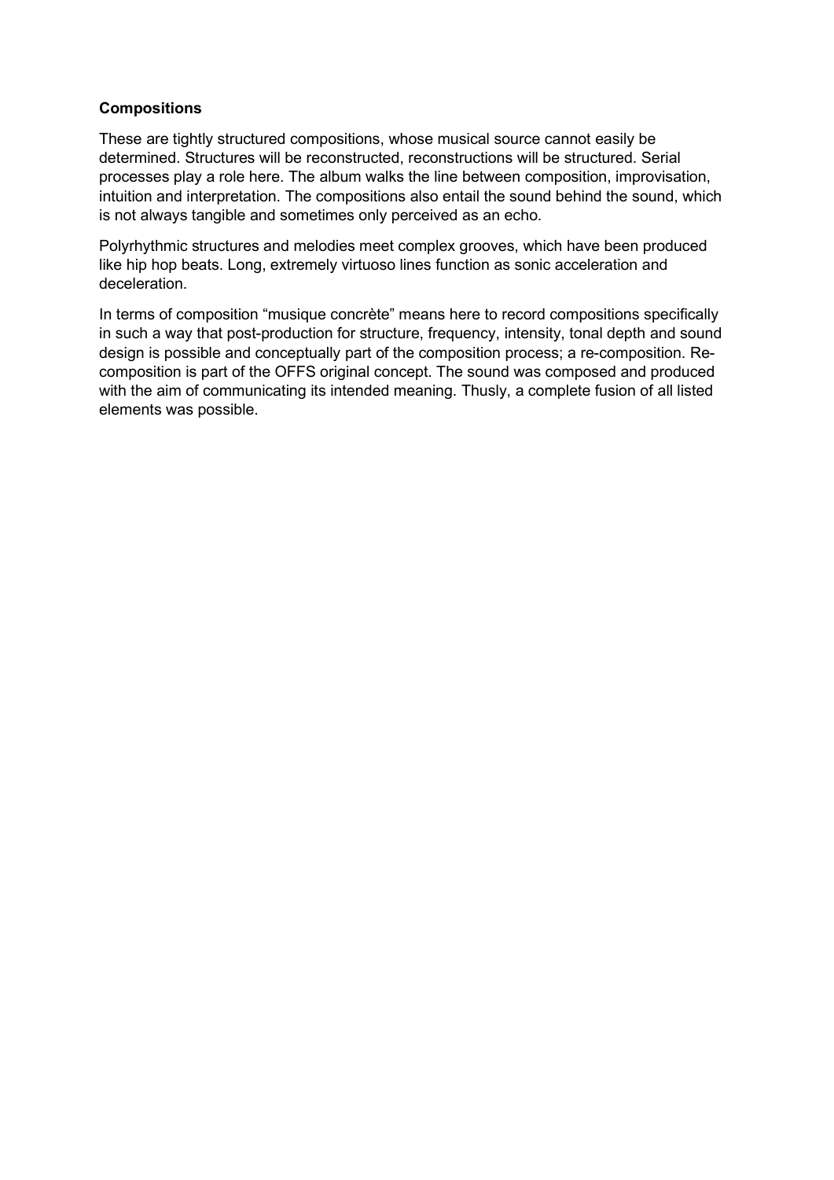**Compositions**

These are tightly structured compositions, whose musical source cannot easily be determined. Structures will be reconstructed, reconstructions will be structured. Serial processes play a role here. The album walks the line between composition, improvisation, intuition and interpretation. The compositions also entail the sound behind the sound, which is not always tangible and sometimes only perceived as an echo.

Polyrhythmic structures and melodies meet complex grooves, which have been produced like hip hop beats. Long, extremely virtuoso lines function as sonic acceleration and deceleration.

In terms of composition “musique concrète” means here to record compositions specifically in such a way that post-production for structure, frequency, intensity, tonal depth and sound design is possible and conceptually part of the composition process; a re-composition. Re-composition is part of the OFFS original concept. The sound was composed and produced with the aim of communicating its intended meaning. Thusly, a complete fusion of all listed elements was possible.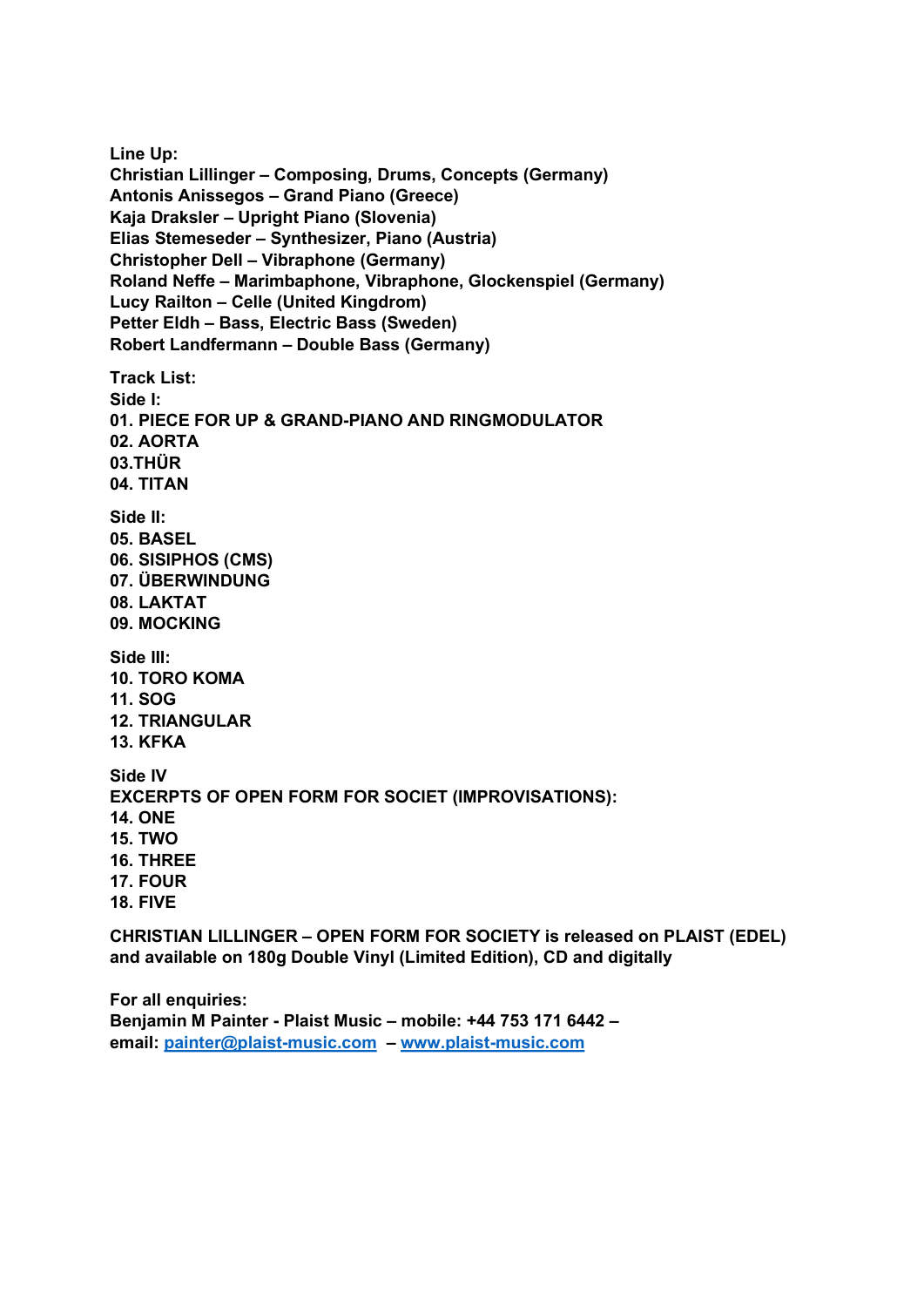**Line Up:**
**Christian Lillinger – Composing, Drums, Concepts (Germany)**
**Antonis Anissegos – Grand Piano (Greece)**
**Kaja Draksler – Upright Piano (Slovenia)**
**Elias Stemeseder – Synthesizer, Piano (Austria)**
**Christopher Dell – Vibraphone (Germany)**
**Roland Neffe – Marimbaphone, Vibraphone, Glockenspiel (Germany)**
**Lucy Railton – Celle (United Kingdrom)**
**Petter Eldh – Bass, Electric Bass (Sweden)**
**Robert Landfermann – Double Bass (Germany)**

**Track List:**
**Side I:**
**01. PIECE FOR UP & GRAND-PIANO AND RINGMODULATOR**
**02. AORTA**
**03.THÜR**
**04. TITAN**

**Side II:**
**05. BASEL**
**06. SISIPHOS (CMS)**
**07. ÜBERWINDUNG**
**08. LAKTAT**
**09. MOCKING**

**Side III:**
**10. TORO KOMA**
**11. SOG**
**12. TRIANGULAR**
**13. KFKA**

**Side IV**
**EXCERPTS OF OPEN FORM FOR SOCIET (IMPROVISATIONS):**
**14. ONE**
**15. TWO**
**16. THREE**
**17. FOUR**
**18. FIVE**

**CHRISTIAN LILLINGER – OPEN FORM FOR SOCIETY is released on PLAIST (EDEL) and available on 180g Double Vinyl (Limited Edition), CD and digitally**

**For all enquiries:**
**Benjamin M Painter - Plaist Music – mobile: +44 753 171 6442 – email: painter@plaist-music.com – www.plaist-music.com**